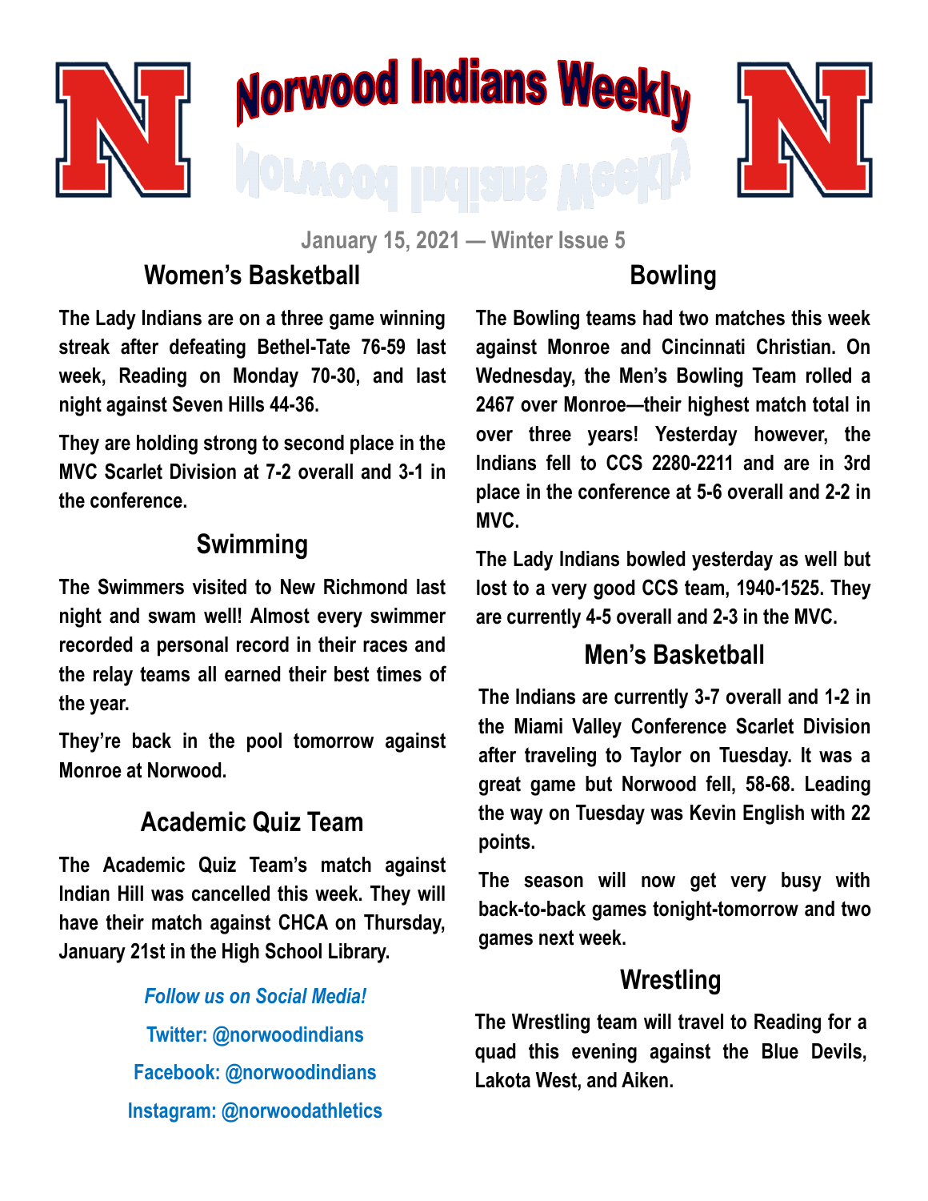# Norwood Indians Weekly

January 15, 2021 — Winter Issue 5

## Women's Basketball

**The Lady Indians are on a three game winning streak after defeating Bethel-Tate 76-59 last week, Reading on Monday 70-30, and last night against Seven Hills 44-36.**

**They are holding strong to second place in the MVC Scarlet Division at 7-2 overall and 3-1 in the conference.**

## Swimming

**The Swimmers visited to New Richmond last night and swam well! Almost every swimmer recorded a personal record in their races and the relay teams all earned their best times of the year.**

**They're back in the pool tomorrow against Monroe at Norwood.**

## Academic Quiz Team

**The Academic Quiz Team's match against Indian Hill was cancelled this week. They will have their match against CHCA on Thursday, January 21st in the High School Library.**

*Follow us on Social Media!*

Twitter: @norwoodindians

Facebook: @norwoodindians

Instagram: @norwoodathletics

## Bowling

**The Bowling teams had two matches this week against Monroe and Cincinnati Christian. On Wednesday, the Men's Bowling Team rolled a 2467 over Monroe—their highest match total in over three years! Yesterday however, the Indians fell to CCS 2280-2211 and are in 3rd place in the conference at 5-6 overall and 2-2 in MVC.**

**The Lady Indians bowled yesterday as well but lost to a very good CCS team, 1940-1525. They are currently 4-5 overall and 2-3 in the MVC.**

## Men's Basketball

**The Indians are currently 3-7 overall and 1-2 in the Miami Valley Conference Scarlet Division after traveling to Taylor on Tuesday. It was a great game but Norwood fell, 58-68. Leading the way on Tuesday was Kevin English with 22 points.**

**The season will now get very busy with back-to-back games tonight-tomorrow and two games next week.**

## Wrestling

**The Wrestling team will travel to Reading for a quad this evening against the Blue Devils, Lakota West, and Aiken.**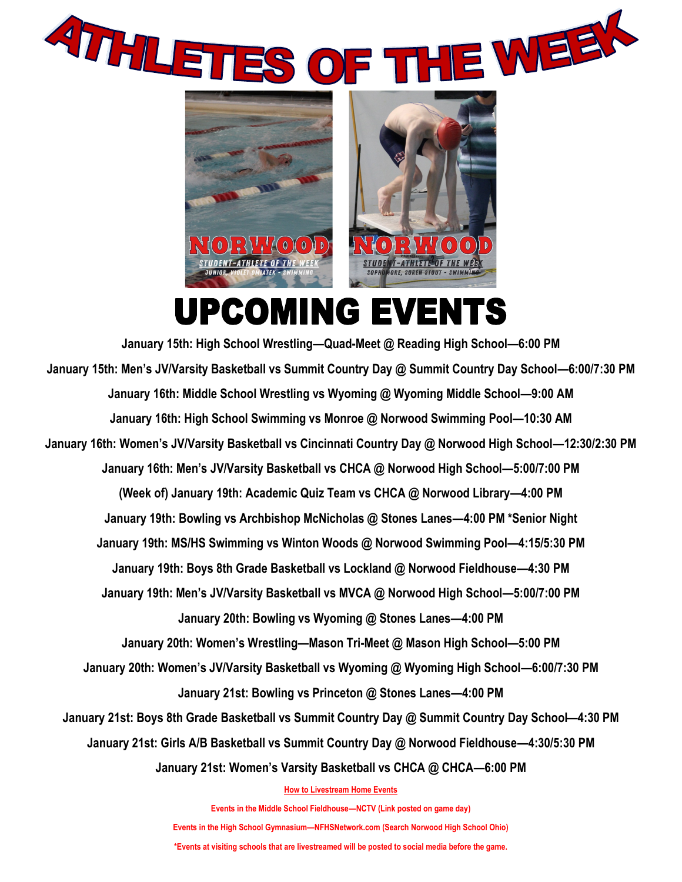# ATHLETES OF THE WEEK

NORWOOD
STUDENT-ATHLETE OF THE WEEK
JUNIOR, VIOLET OMIATEK - SWIMMING

NORWOOD
STUDENT-ATHLETE OF THE WEEK
SOPHOMORE, SOREN STOUT - SWIMMING

# UPCOMING EVENTS

**January 15th: High School Wrestling—Quad-Meet @ Reading High School—6:00 PM**

**January 15th: Men's JV/Varsity Basketball vs Summit Country Day @ Summit Country Day School—6:00/7:30 PM**

**January 16th: Middle School Wrestling vs Wyoming @ Wyoming Middle School—9:00 AM**

**January 16th: High School Swimming vs Monroe @ Norwood Swimming Pool—10:30 AM**

**January 16th: Women's JV/Varsity Basketball vs Cincinnati Country Day @ Norwood High School—12:30/2:30 PM**

**January 16th: Men's JV/Varsity Basketball vs CHCA @ Norwood High School—5:00/7:00 PM**

**(Week of) January 19th: Academic Quiz Team vs CHCA @ Norwood Library—4:00 PM**

**January 19th: Bowling vs Archbishop McNicholas @ Stones Lanes—4:00 PM *Senior Night**

**January 19th: MS/HS Swimming vs Winton Woods @ Norwood Swimming Pool—4:15/5:30 PM**

**January 19th: Boys 8th Grade Basketball vs Lockland @ Norwood Fieldhouse—4:30 PM**

**January 19th: Men's JV/Varsity Basketball vs MVCA @ Norwood High School—5:00/7:00 PM**

**January 20th: Bowling vs Wyoming @ Stones Lanes—4:00 PM**

**January 20th: Women's Wrestling—Mason Tri-Meet @ Mason High School—5:00 PM**

**January 20th: Women's JV/Varsity Basketball vs Wyoming @ Wyoming High School—6:00/7:30 PM**

**January 21st: Bowling vs Princeton @ Stones Lanes—4:00 PM**

**January 21st: Boys 8th Grade Basketball vs Summit Country Day @ Summit Country Day School—4:30 PM**

**January 21st: Girls A/B Basketball vs Summit Country Day @ Norwood Fieldhouse—4:30/5:30 PM**

**January 21st: Women's Varsity Basketball vs CHCA @ CHCA—6:00 PM**

**How to Livestream Home Events**

**Events in the Middle School Fieldhouse—NCTV (Link posted on game day)**

**Events in the High School Gymnasium—NFHSNetwork.com (Search Norwood High School Ohio)**

***Events at visiting schools that are livestreamed will be posted to social media before the game.**